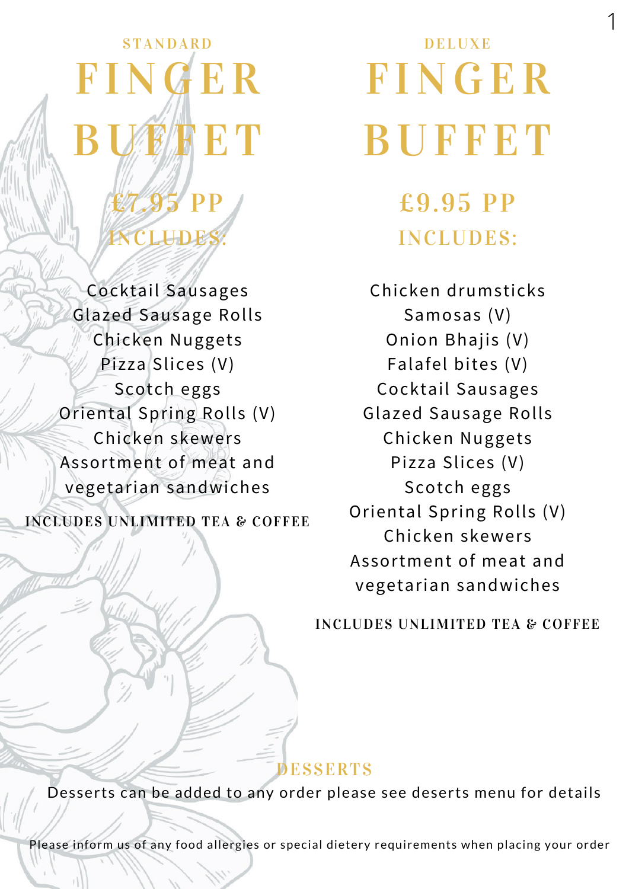STANDARD

# FINGER BUFFET

## £7.95 PP

### INCLUDES:

Cocktail Sausages
Glazed Sausage Rolls
Chicken Nuggets
Pizza Slices (V)
Scotch eggs
Oriental Spring Rolls (V)
Chicken skewers
Assortment of meat and vegetarian sandwiches

**INCLUDES UNLIMITED TEA & COFFEE**

DELUXE

# FINGER BUFFET

## £9.95 PP

### INCLUDES:

Chicken drumsticks
Samosas (V)
Onion Bhajis (V)
Falafel bites (V)
Cocktail Sausages
Glazed Sausage Rolls
Chicken Nuggets
Pizza Slices (V)
Scotch eggs
Oriental Spring Rolls (V)
Chicken skewers
Assortment of meat and vegetarian sandwiches

**INCLUDES UNLIMITED TEA & COFFEE**

## DESSERTS

Desserts can be added to any order please see deserts menu for details

Please inform us of any food allergies or special dietery requirements when placing your order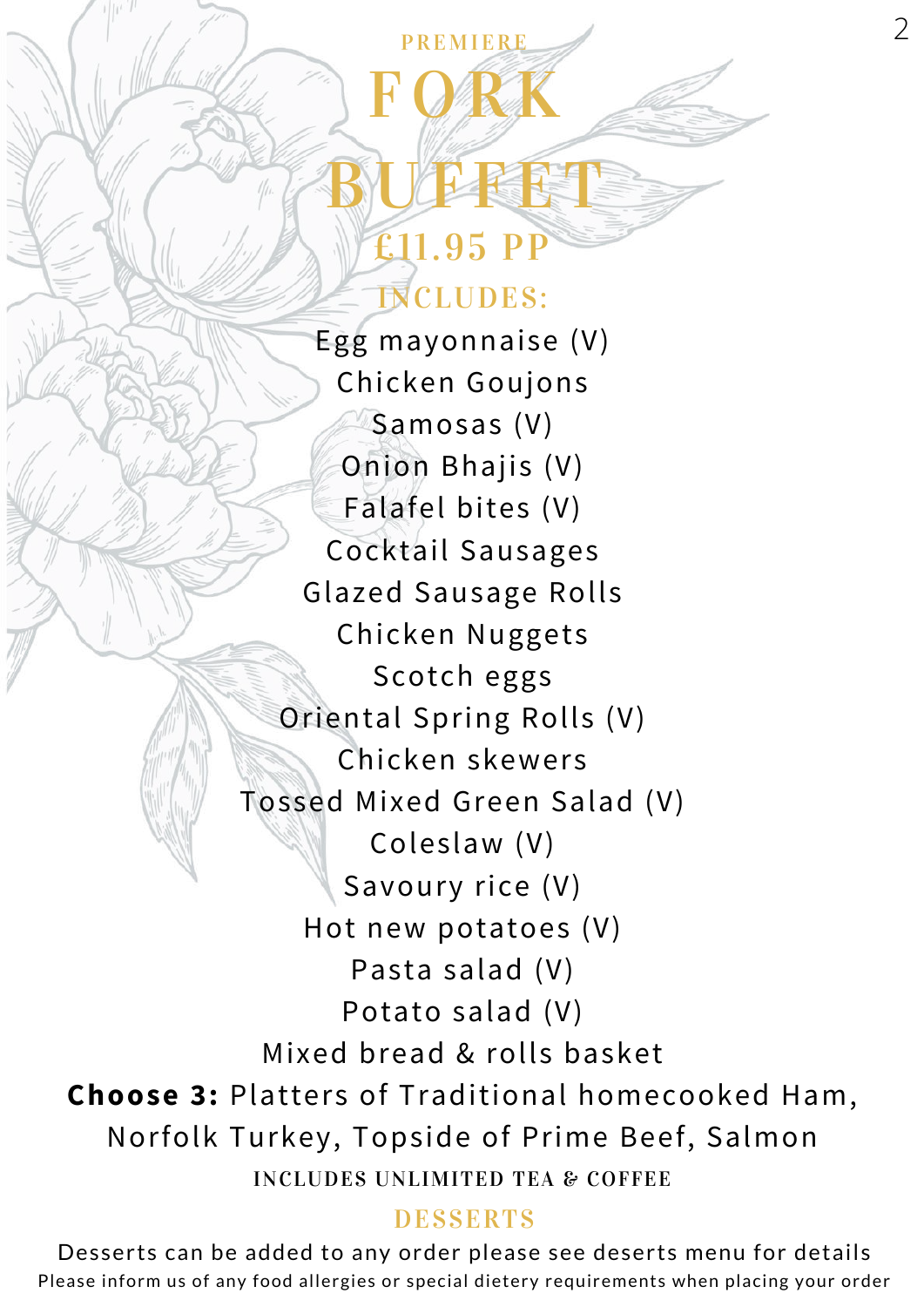PREMIERE

# FORK BUFFET

## £11.95 PP

### INCLUDES:

Egg mayonnaise (V)
Chicken Goujons
Samosas (V)
Onion Bhajis (V)
Falafel bites (V)
Cocktail Sausages
Glazed Sausage Rolls
Chicken Nuggets
Scotch eggs
Oriental Spring Rolls (V)
Chicken skewers
Tossed Mixed Green Salad (V)
Coleslaw (V)
Savoury rice (V)
Hot new potatoes (V)
Pasta salad (V)
Potato salad (V)
Mixed bread & rolls basket

**Choose 3:** Platters of Traditional homecooked Ham, Norfolk Turkey, Topside of Prime Beef, Salmon

INCLUDES UNLIMITED TEA & COFFEE

### DESSERTS

Desserts can be added to any order please see deserts menu for details

Please inform us of any food allergies or special dietery requirements when placing your order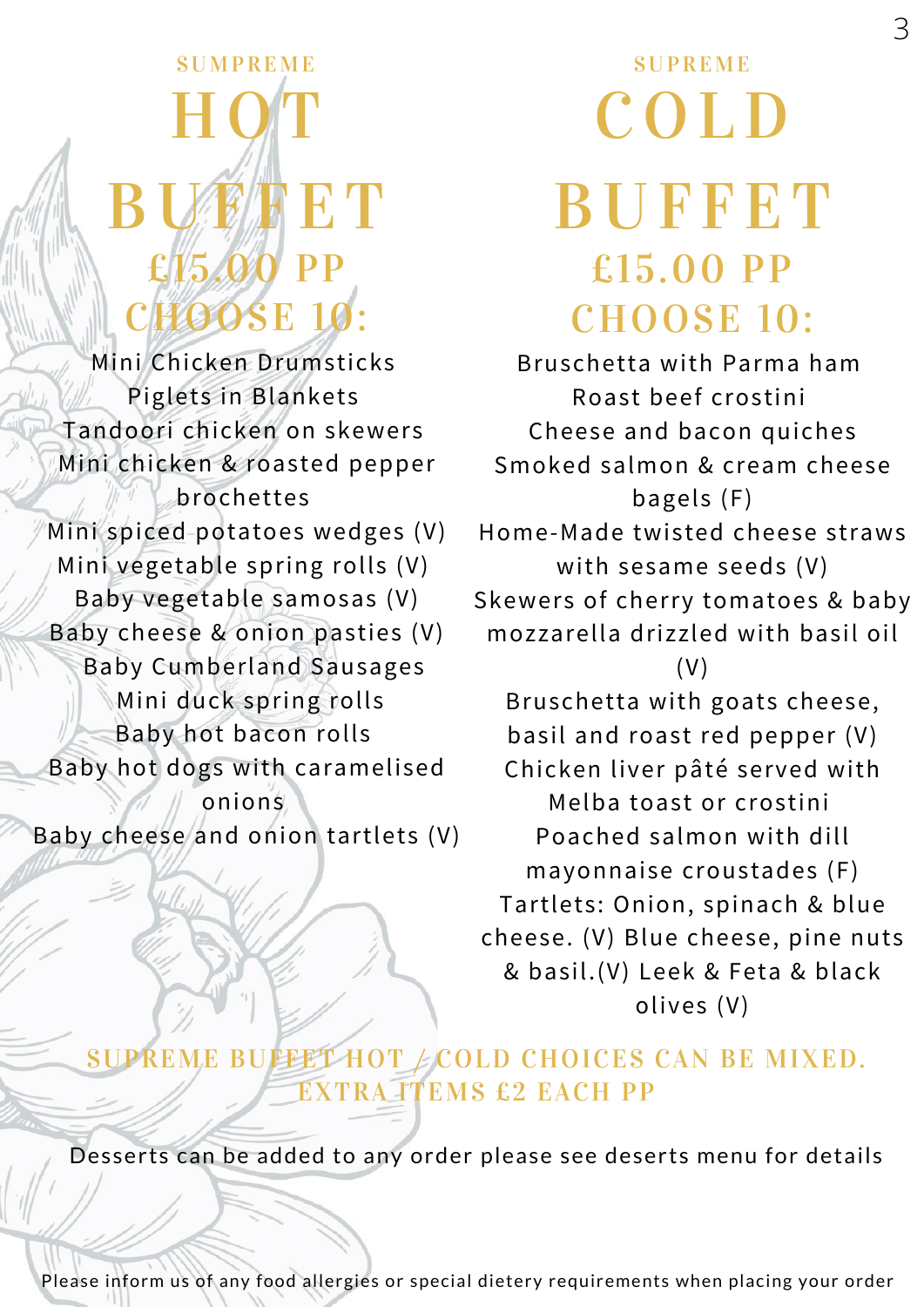## SUMPREME

# HOT BUFFET

## £15.00 PP CHOOSE 10:

Mini Chicken Drumsticks
Piglets in Blankets
Tandoori chicken on skewers
Mini chicken & roasted pepper brochettes
Mini spiced potatoes wedges (V)
Mini vegetable spring rolls (V)
Baby vegetable samosas (V)
Baby cheese & onion pasties (V)
Baby Cumberland Sausages
Mini duck spring rolls
Baby hot bacon rolls
Baby hot dogs with caramelised onions
Baby cheese and onion tartlets (V)

## SUPREME

# COLD BUFFET

## £15.00 PP CHOOSE 10:

Bruschetta with Parma ham
Roast beef crostini
Cheese and bacon quiches
Smoked salmon & cream cheese bagels (F)
Home-Made twisted cheese straws with sesame seeds (V)
Skewers of cherry tomatoes & baby mozzarella drizzled with basil oil (V)
Bruschetta with goats cheese, basil and roast red pepper (V)
Chicken liver pâté served with Melba toast or crostini
Poached salmon with dill mayonnaise croustades (F)
Tartlets: Onion, spinach & blue cheese. (V) Blue cheese, pine nuts & basil.(V) Leek & Feta & black olives (V)

**SUPREME BUFFET HOT / COLD CHOICES CAN BE MIXED. EXTRA ITEMS £2 EACH PP**

Desserts can be added to any order please see deserts menu for details

Please inform us of any food allergies or special dietery requirements when placing your order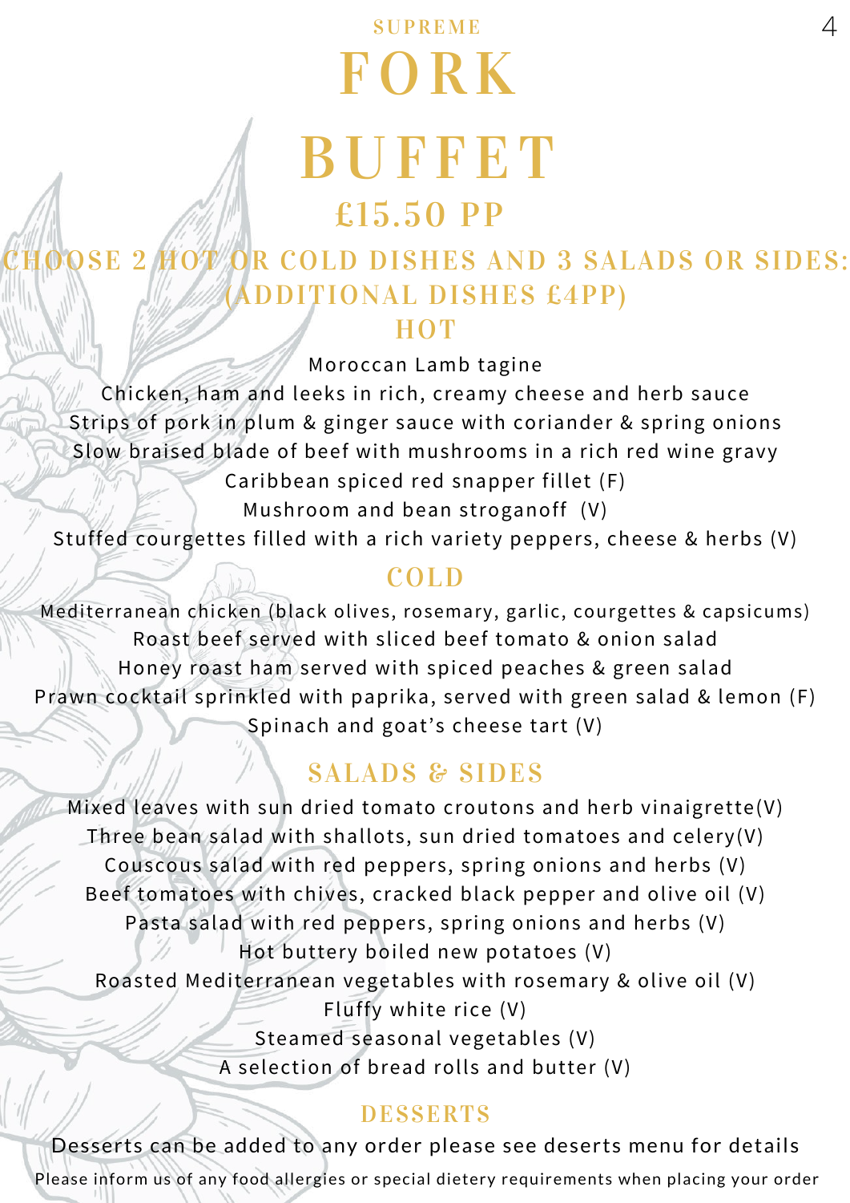SUPREME

# FORK BUFFET

## £15.50 PP

### CHOOSE 2 HOT OR COLD DISHES AND 3 SALADS OR SIDES: (ADDITIONAL DISHES £4PP)

### HOT

Moroccan Lamb tagine

Chicken, ham and leeks in rich, creamy cheese and herb sauce

Strips of pork in plum & ginger sauce with coriander & spring onions

Slow braised blade of beef with mushrooms in a rich red wine gravy

Caribbean spiced red snapper fillet (F)

Mushroom and bean stroganoff (V)

Stuffed courgettes filled with a rich variety peppers, cheese & herbs (V)

### COLD

Mediterranean chicken (black olives, rosemary, garlic, courgettes & capsicums)

Roast beef served with sliced beef tomato & onion salad

Honey roast ham served with spiced peaches & green salad

Prawn cocktail sprinkled with paprika, served with green salad & lemon (F)

Spinach and goat's cheese tart (V)

### SALADS & SIDES

Mixed leaves with sun dried tomato croutons and herb vinaigrette(V)

Three bean salad with shallots, sun dried tomatoes and celery(V)

Couscous salad with red peppers, spring onions and herbs (V)

Beef tomatoes with chives, cracked black pepper and olive oil (V)

Pasta salad with red peppers, spring onions and herbs (V)

Hot buttery boiled new potatoes (V)

Roasted Mediterranean vegetables with rosemary & olive oil (V)

Fluffy white rice (V)

Steamed seasonal vegetables (V)

A selection of bread rolls and butter (V)

### DESSERTS

Desserts can be added to any order please see deserts menu for details

Please inform us of any food allergies or special dietery requirements when placing your order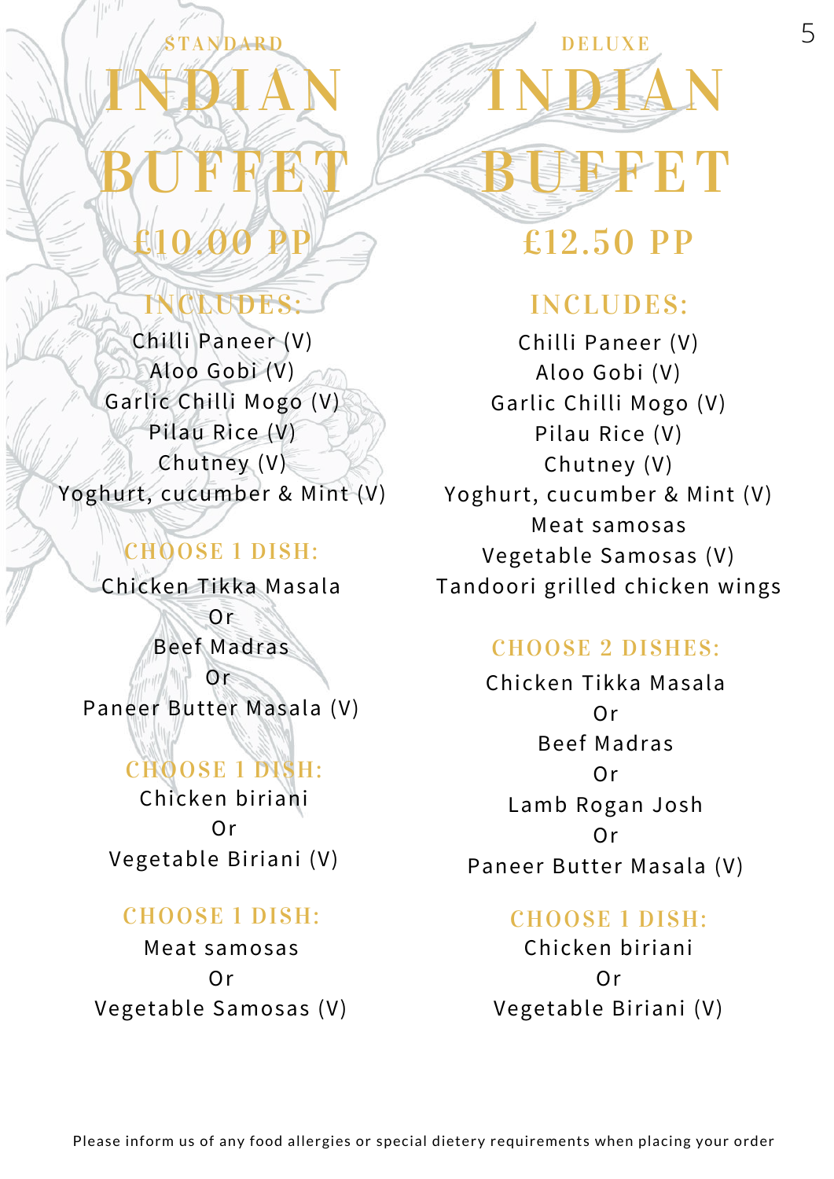## STANDARD

# INDIAN BUFFET

## £10.00 PP

### INCLUDES:

Chilli Paneer (V)
Aloo Gobi (V)
Garlic Chilli Mogo (V)
Pilau Rice (V)
Chutney (V)
Yoghurt, cucumber & Mint (V)

### CHOOSE 1 DISH:

Chicken Tikka Masala
Or
Beef Madras
Or
Paneer Butter Masala (V)

### CHOOSE 1 DISH:

Chicken biriani
Or
Vegetable Biriani (V)

### CHOOSE 1 DISH:

Meat samosas
Or
Vegetable Samosas (V)

## DELUXE

# INDIAN BUFFET

## £12.50 PP

### INCLUDES:

Chilli Paneer (V)
Aloo Gobi (V)
Garlic Chilli Mogo (V)
Pilau Rice (V)
Chutney (V)
Yoghurt, cucumber & Mint (V)
Meat samosas
Vegetable Samosas (V)
Tandoori grilled chicken wings

### CHOOSE 2 DISHES:

Chicken Tikka Masala
Or
Beef Madras
Or
Lamb Rogan Josh
Or
Paneer Butter Masala (V)

### CHOOSE 1 DISH:

Chicken biriani
Or
Vegetable Biriani (V)

Please inform us of any food allergies or special dietery requirements when placing your order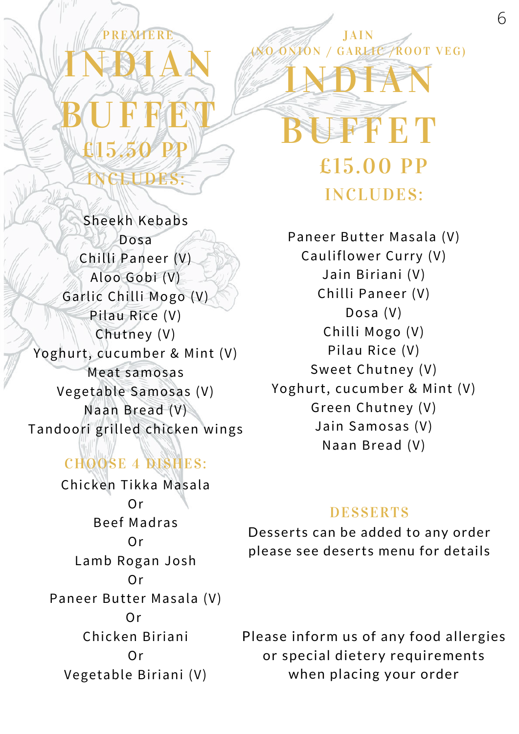PREMIERE

# INDIAN BUFFET

## £15.50 PP

### INCLUDES:

Sheekh Kebabs
Dosa
Chilli Paneer (V)
Aloo Gobi (V)
Garlic Chilli Mogo (V)
Pilau Rice (V)
Chutney (V)
Yoghurt, cucumber & Mint (V)
Meat samosas
Vegetable Samosas (V)
Naan Bread (V)
Tandoori grilled chicken wings

### CHOOSE 4 DISHES:

Chicken Tikka Masala
Or
Beef Madras
Or
Lamb Rogan Josh
Or
Paneer Butter Masala (V)
Or
Chicken Biriani
Or
Vegetable Biriani (V)

JAIN
(NO ONION / GARLIC /ROOT VEG)

# INDIAN BUFFET

## £15.00 PP

### INCLUDES:

Paneer Butter Masala (V)
Cauliflower Curry (V)
Jain Biriani (V)
Chilli Paneer (V)
Dosa (V)
Chilli Mogo (V)
Pilau Rice (V)
Sweet Chutney (V)
Yoghurt, cucumber & Mint (V)
Green Chutney (V)
Jain Samosas (V)
Naan Bread (V)

### DESSERTS

Desserts can be added to any order please see deserts menu for details

Please inform us of any food allergies or special dietery requirements when placing your order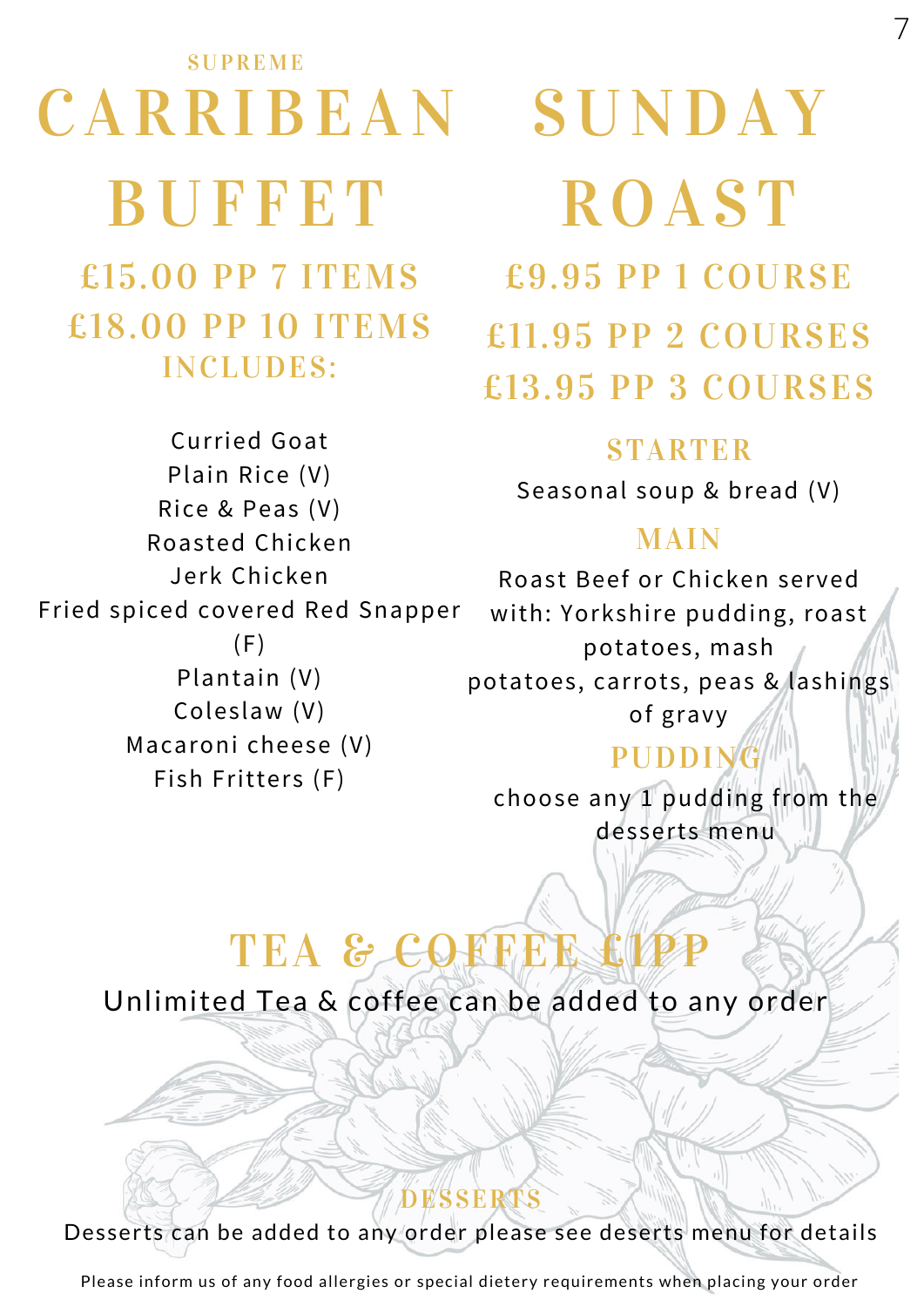SUPREME

# CARRIBEAN BUFFET

## £15.00 PP 7 ITEMS
## £18.00 PP 10 ITEMS

### INCLUDES:

Curried Goat
Plain Rice (V)
Rice & Peas (V)
Roasted Chicken
Jerk Chicken
Fried spiced covered Red Snapper (F)
Plantain (V)
Coleslaw (V)
Macaroni cheese (V)
Fish Fritters (F)

# SUNDAY ROAST

## £9.95 PP 1 COURSE
## £11.95 PP 2 COURSES
## £13.95 PP 3 COURSES

### STARTER

Seasonal soup & bread (V)

### MAIN

Roast Beef or Chicken served with: Yorkshire pudding, roast potatoes, mash potatoes, carrots, peas & lashings of gravy

### PUDDING

choose any 1 pudding from the desserts menu

## TEA & COFFEE £1PP

Unlimited Tea & coffee can be added to any order

### DESSERTS

Desserts can be added to any order please see deserts menu for details

Please inform us of any food allergies or special dietery requirements when placing your order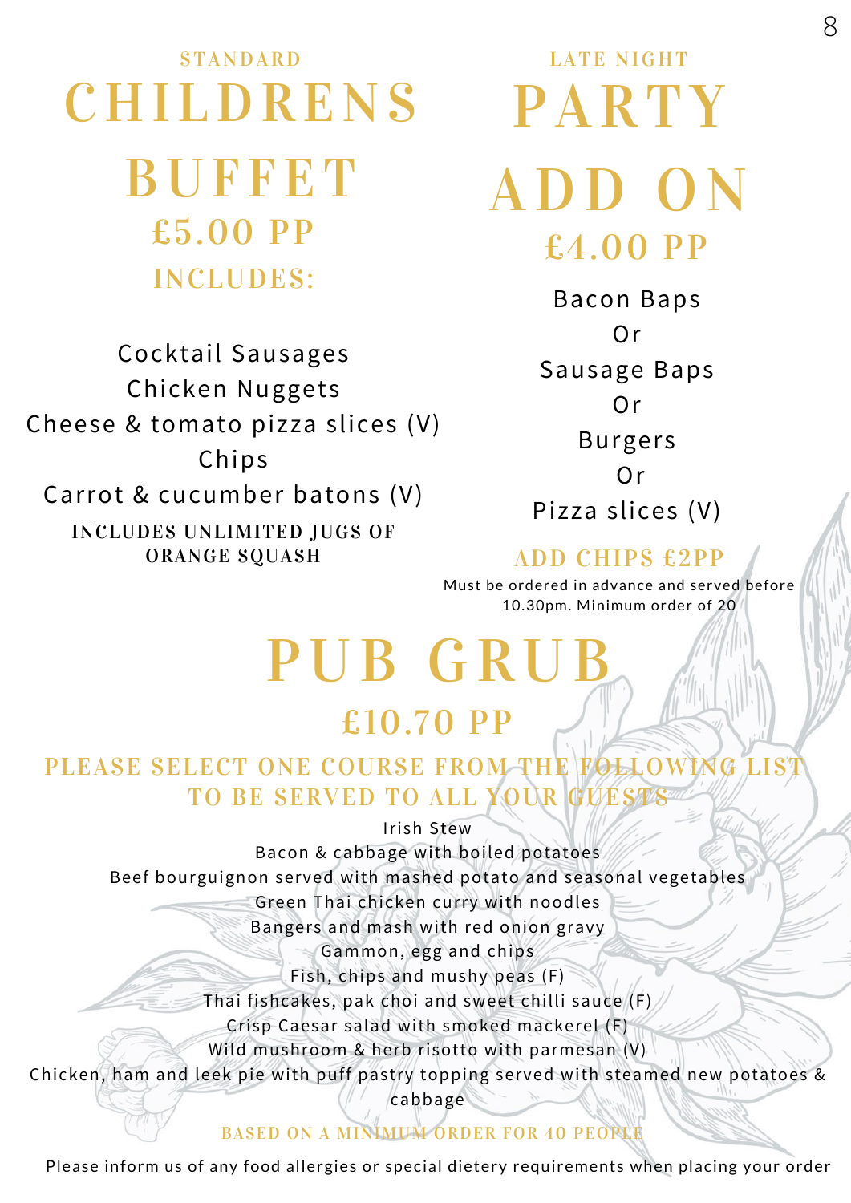STANDARD

# CHILDRENS BUFFET

## £5.00 PP

### INCLUDES:

Cocktail Sausages
Chicken Nuggets
Cheese & tomato pizza slices (V)
Chips
Carrot & cucumber batons (V)

**INCLUDES UNLIMITED JUGS OF ORANGE SQUASH**

LATE NIGHT

# PARTY ADD ON

## £4.00 PP

Bacon Baps
Or
Sausage Baps
Or
Burgers
Or
Pizza slices (V)

### ADD CHIPS £2PP

Must be ordered in advance and served before 10.30pm. Minimum order of 20

# PUB GRUB

## £10.70 PP

### PLEASE SELECT ONE COURSE FROM THE FOLLOWING LIST TO BE SERVED TO ALL YOUR GUESTS

Irish Stew
Bacon & cabbage with boiled potatoes
Beef bourguignon served with mashed potato and seasonal vegetables
Green Thai chicken curry with noodles
Bangers and mash with red onion gravy
Gammon, egg and chips
Fish, chips and mushy peas (F)
Thai fishcakes, pak choi and sweet chilli sauce (F)
Crisp Caesar salad with smoked mackerel (F)
Wild mushroom & herb risotto with parmesan (V)
Chicken, ham and leek pie with puff pastry topping served with steamed new potatoes & cabbage

**BASED ON A MINIMUM ORDER FOR 40 PEOPLE**

Please inform us of any food allergies or special dietery requirements when placing your order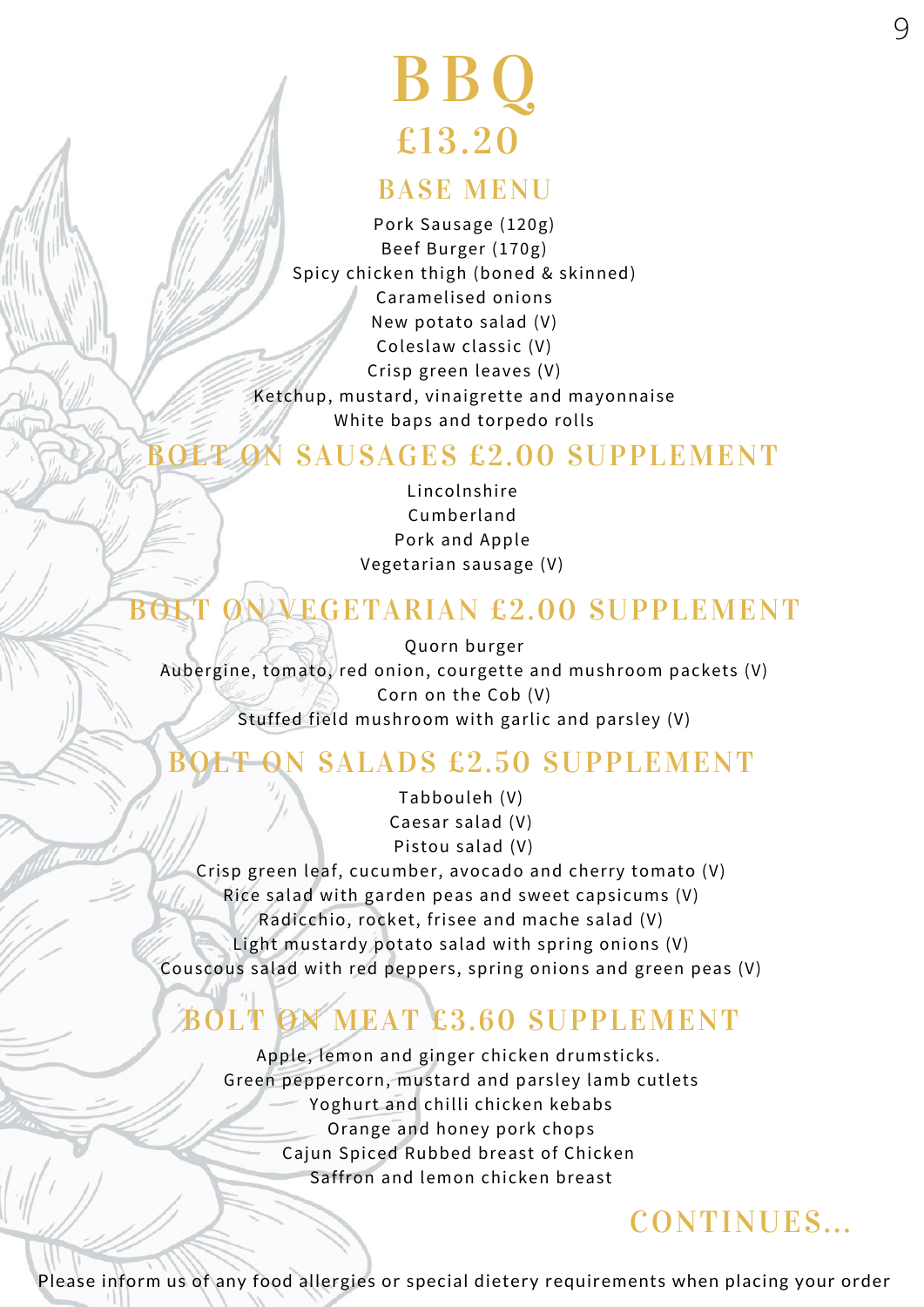# BBQ

## £13.20

### BASE MENU

Pork Sausage (120g)
Beef Burger (170g)
Spicy chicken thigh (boned & skinned)
Caramelised onions
New potato salad (V)
Coleslaw classic (V)
Crisp green leaves (V)
Ketchup, mustard, vinaigrette and mayonnaise
White baps and torpedo rolls

### BOLT ON SAUSAGES £2.00 SUPPLEMENT

Lincolnshire
Cumberland
Pork and Apple
Vegetarian sausage (V)

### BOLT ON VEGETARIAN £2.00 SUPPLEMENT

Quorn burger
Aubergine, tomato, red onion, courgette and mushroom packets (V)
Corn on the Cob (V)
Stuffed field mushroom with garlic and parsley (V)

### BOLT ON SALADS £2.50 SUPPLEMENT

Tabbouleh (V)
Caesar salad (V)
Pistou salad (V)
Crisp green leaf, cucumber, avocado and cherry tomato (V)
Rice salad with garden peas and sweet capsicums (V)
Radicchio, rocket, frisee and mache salad (V)
Light mustardy potato salad with spring onions (V)
Couscous salad with red peppers, spring onions and green peas (V)

### BOLT ON MEAT £3.60 SUPPLEMENT

Apple, lemon and ginger chicken drumsticks.
Green peppercorn, mustard and parsley lamb cutlets
Yoghurt and chilli chicken kebabs
Orange and honey pork chops
Cajun Spiced Rubbed breast of Chicken
Saffron and lemon chicken breast

CONTINUES...

Please inform us of any food allergies or special dietery requirements when placing your order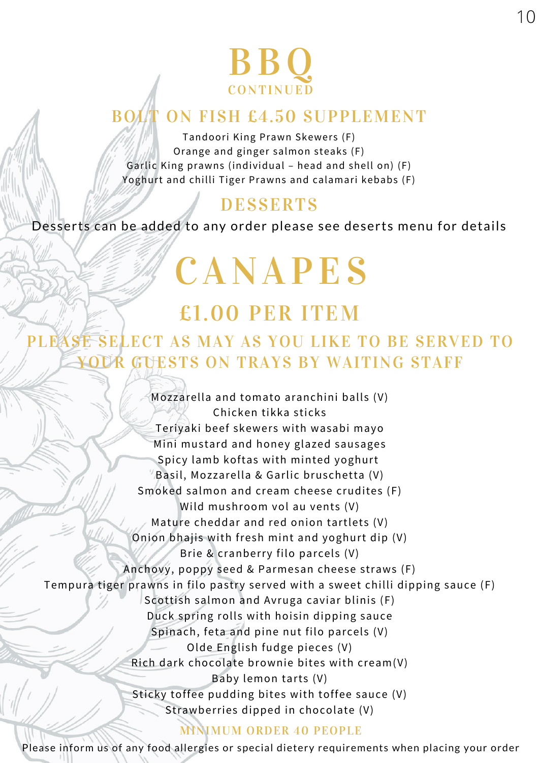# BBQ
CONTINUED

## BOLT ON FISH £4.50 SUPPLEMENT

Tandoori King Prawn Skewers (F)
Orange and ginger salmon steaks (F)
Garlic King prawns (individual – head and shell on) (F)
Yoghurt and chilli Tiger Prawns and calamari kebabs (F)

## DESSERTS

Desserts can be added to any order please see deserts menu for details

# CANAPES

## £1.00 PER ITEM

### PLEASE SELECT AS MAY AS YOU LIKE TO BE SERVED TO YOUR GUESTS ON TRAYS BY WAITING STAFF

Mozzarella and tomato aranchini balls (V)
Chicken tikka sticks
Teriyaki beef skewers with wasabi mayo
Mini mustard and honey glazed sausages
Spicy lamb koftas with minted yoghurt
Basil, Mozzarella & Garlic bruschetta (V)
Smoked salmon and cream cheese crudites (F)
Wild mushroom vol au vents (V)
Mature cheddar and red onion tartlets (V)
Onion bhajis with fresh mint and yoghurt dip (V)
Brie & cranberry filo parcels (V)
Anchovy, poppy seed & Parmesan cheese straws (F)
Tempura tiger prawns in filo pastry served with a sweet chilli dipping sauce (F)
Scottish salmon and Avruga caviar blinis (F)
Duck spring rolls with hoisin dipping sauce
Spinach, feta and pine nut filo parcels (V)
Olde English fudge pieces (V)
Rich dark chocolate brownie bites with cream(V)
Baby lemon tarts (V)
Sticky toffee pudding bites with toffee sauce (V)
Strawberries dipped in chocolate (V)

MINIMUM ORDER 40 PEOPLE

Please inform us of any food allergies or special dietery requirements when placing your order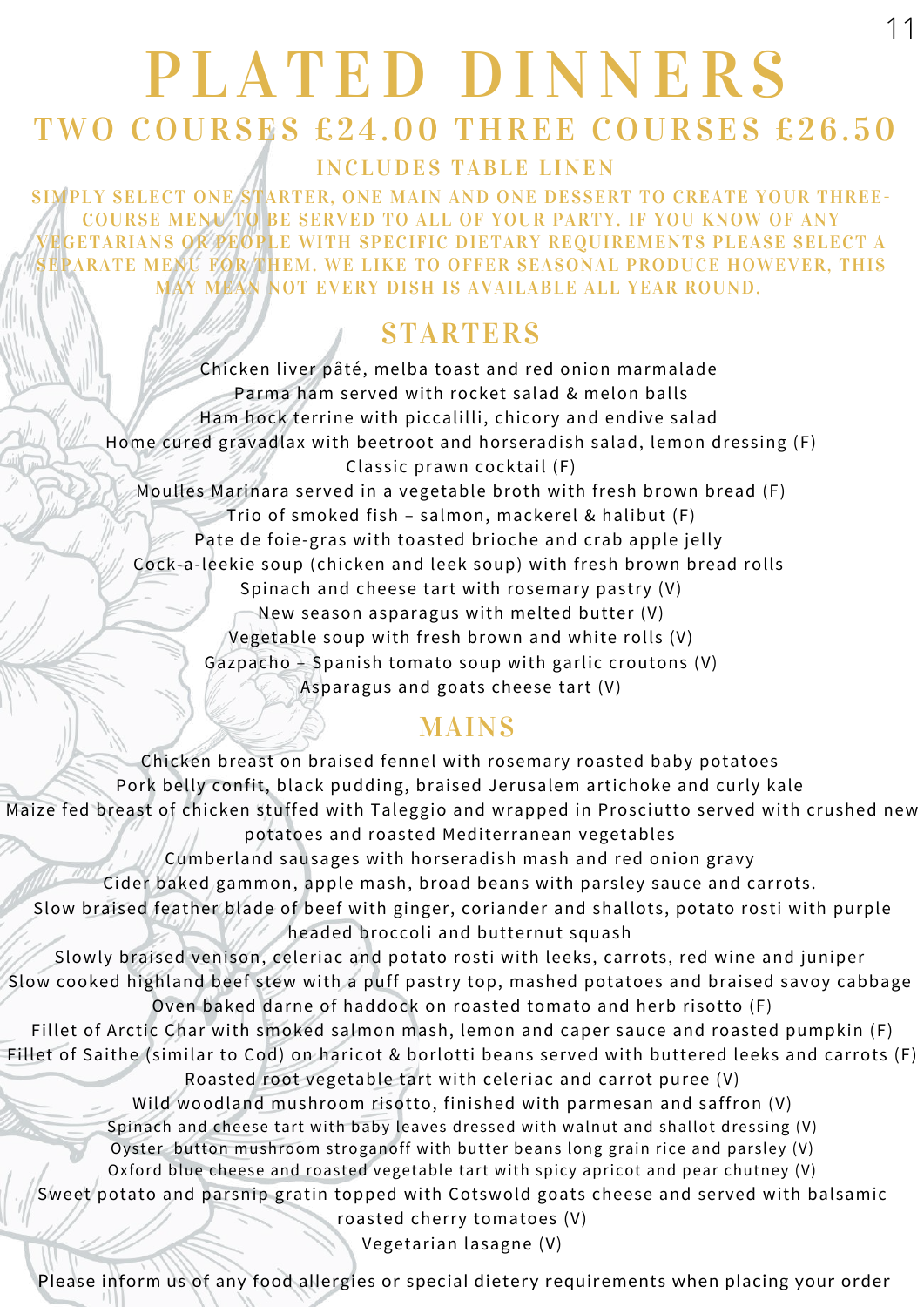# PLATED DINNERS

## TWO COURSES £24.00 THREE COURSES £26.50

### INCLUDES TABLE LINEN

SIMPLY SELECT ONE STARTER, ONE MAIN AND ONE DESSERT TO CREATE YOUR THREE-COURSE MENU TO BE SERVED TO ALL OF YOUR PARTY. IF YOU KNOW OF ANY VEGETARIANS OR PEOPLE WITH SPECIFIC DIETARY REQUIREMENTS PLEASE SELECT A SEPARATE MENU FOR THEM. WE LIKE TO OFFER SEASONAL PRODUCE HOWEVER, THIS MAY MEAN NOT EVERY DISH IS AVAILABLE ALL YEAR ROUND.

## STARTERS

Chicken liver pâté, melba toast and red onion marmalade
Parma ham served with rocket salad & melon balls
Ham hock terrine with piccalilli, chicory and endive salad
Home cured gravadlax with beetroot and horseradish salad, lemon dressing (F)
Classic prawn cocktail (F)
Moulles Marinara served in a vegetable broth with fresh brown bread (F)
Trio of smoked fish – salmon, mackerel & halibut (F)
Pate de foie-gras with toasted brioche and crab apple jelly
Cock-a-leekie soup (chicken and leek soup) with fresh brown bread rolls
Spinach and cheese tart with rosemary pastry (V)
New season asparagus with melted butter (V)
Vegetable soup with fresh brown and white rolls (V)
Gazpacho – Spanish tomato soup with garlic croutons (V)
Asparagus and goats cheese tart (V)

## MAINS

Chicken breast on braised fennel with rosemary roasted baby potatoes
Pork belly confit, black pudding, braised Jerusalem artichoke and curly kale
Maize fed breast of chicken stuffed with Taleggio and wrapped in Prosciutto served with crushed new potatoes and roasted Mediterranean vegetables
Cumberland sausages with horseradish mash and red onion gravy
Cider baked gammon, apple mash, broad beans with parsley sauce and carrots.
Slow braised feather blade of beef with ginger, coriander and shallots, potato rosti with purple headed broccoli and butternut squash
Slowly braised venison, celeriac and potato rosti with leeks, carrots, red wine and juniper
Slow cooked highland beef stew with a puff pastry top, mashed potatoes and braised savoy cabbage
Oven baked darne of haddock on roasted tomato and herb risotto (F)
Fillet of Arctic Char with smoked salmon mash, lemon and caper sauce and roasted pumpkin (F)
Fillet of Saithe (similar to Cod) on haricot & borlotti beans served with buttered leeks and carrots (F)
Roasted root vegetable tart with celeriac and carrot puree (V)
Wild woodland mushroom risotto, finished with parmesan and saffron (V)
Spinach and cheese tart with baby leaves dressed with walnut and shallot dressing (V)
Oyster button mushroom stroganoff with butter beans long grain rice and parsley (V)
Oxford blue cheese and roasted vegetable tart with spicy apricot and pear chutney (V)
Sweet potato and parsnip gratin topped with Cotswold goats cheese and served with balsamic roasted cherry tomatoes (V)
Vegetarian lasagne (V)

Please inform us of any food allergies or special dietery requirements when placing your order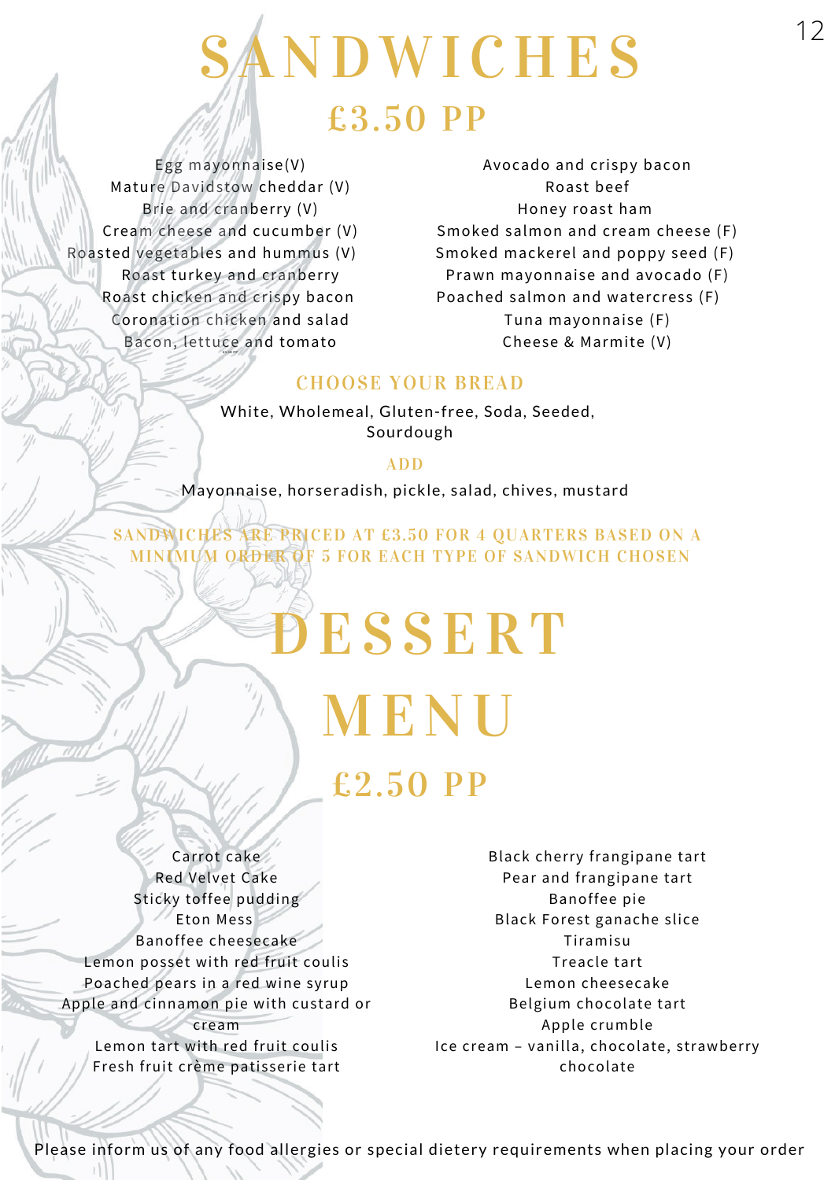# SANDWICHES

## £3.50 PP

Egg mayonnaise(V)
Mature Davidstow cheddar (V)
Brie and cranberry (V)
Cream cheese and cucumber (V)
Roasted vegetables and hummus (V)
Roast turkey and cranberry
Roast chicken and crispy bacon
Coronation chicken and salad
Bacon, lettuce and tomato

Avocado and crispy bacon
Roast beef
Honey roast ham
Smoked salmon and cream cheese (F)
Smoked mackerel and poppy seed (F)
Prawn mayonnaise and avocado (F)
Poached salmon and watercress (F)
Tuna mayonnaise (F)
Cheese & Marmite (V)

### CHOOSE YOUR BREAD

White, Wholemeal, Gluten-free, Soda, Seeded, Sourdough

### ADD

Mayonnaise, horseradish, pickle, salad, chives, mustard

SANDWICHES ARE PRICED AT £3.50 FOR 4 QUARTERS BASED ON A MINIMUM ORDER OF 5 FOR EACH TYPE OF SANDWICH CHOSEN

# DESSERT MENU

## £2.50 PP

Carrot cake
Red Velvet Cake
Sticky toffee pudding
Eton Mess
Banoffee cheesecake
Lemon posset with red fruit coulis
Poached pears in a red wine syrup
Apple and cinnamon pie with custard or cream
Lemon tart with red fruit coulis
Fresh fruit crème patisserie tart

Black cherry frangipane tart
Pear and frangipane tart
Banoffee pie
Black Forest ganache slice
Tiramisu
Treacle tart
Lemon cheesecake
Belgium chocolate tart
Apple crumble
Ice cream – vanilla, chocolate, strawberry chocolate

Please inform us of any food allergies or special dietery requirements when placing your order